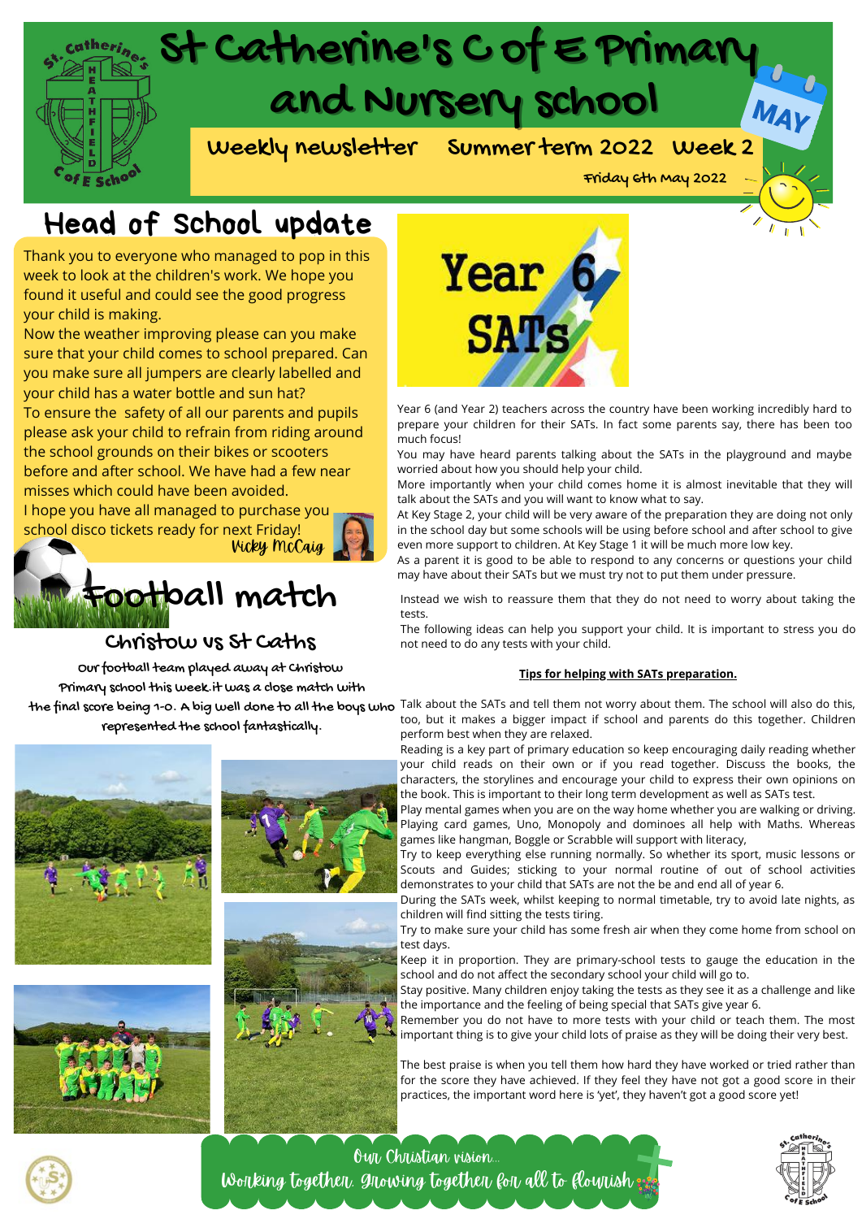# St Catherine's C of E Primary and Nursery School

**Weekly newsletter — Summer term 2022 — Week 2**

Friday 6th May 2022

## Head of School update

Thank you to everyone who managed to pop in this week to look at the children's work. We hope you found it useful and could see the good progress your child is making.

Now the weather improving please can you make sure that your child comes to school prepared. Can you make sure all jumpers are clearly labelled and your child has a water bottle and sun hat?

To ensure the safety of all our parents and pupils please ask your child to refrain from riding around the school grounds on their bikes or scooters before and after school. We have had a few near misses which could have been avoided.

I hope you have all managed to purchase you school disco tickets ready for next Friday!

Vicky McCaig

## Football match

### Christow vs St Caths

Our football team played away at Christow Primary school this week. It was a close match with the final score being 1-0. A big well done to all the boys who represented the school fantastically.

## Year 6 SATs

Year 6 (and Year 2) teachers across the country have been working incredibly hard to prepare your children for their SATs. In fact some parents say, there has been too much focus!

You may have heard parents talking about the SATs in the playground and maybe worried about how you should help your child.

More importantly when your child comes home it is almost inevitable that they will talk about the SATs and you will want to know what to say.

At Key Stage 2, your child will be very aware of the preparation they are doing not only in the school day but some schools will be using before school and after school to give even more support to children. At Key Stage 1 it will be much more low key.

As a parent it is good to be able to respond to any concerns or questions your child may have about their SATs but we must try not to put them under pressure.

Instead we wish to reassure them that they do not need to worry about taking the tests.

The following ideas can help you support your child. It is important to stress you do not need to do any tests with your child.

**Tips for helping with SATs preparation.**

Talk about the SATs and tell them not worry about them. The school will also do this, too, but it makes a bigger impact if school and parents do this together. Children perform best when they are relaxed.

Reading is a key part of primary education so keep encouraging daily reading whether your child reads on their own or if you read together. Discuss the books, the characters, the storylines and encourage your child to express their own opinions on the book. This is important to their long term development as well as SATs test.

Play mental games when you are on the way home whether you are walking or driving. Playing card games, Uno, Monopoly and dominoes all help with Maths. Whereas games like hangman, Boggle or Scrabble will support with literacy,

Try to keep everything else running normally. So whether its sport, music lessons or Scouts and Guides; sticking to your normal routine of out of school activities demonstrates to your child that SATs are not the be and end all of year 6.

During the SATs week, whilst keeping to normal timetable, try to avoid late nights, as children will find sitting the tests tiring.

Try to make sure your child has some fresh air when they come home from school on test days.

Keep it in proportion. They are primary-school tests to gauge the education in the school and do not affect the secondary school your child will go to.

Stay positive. Many children enjoy taking the tests as they see it as a challenge and like the importance and the feeling of being special that SATs give year 6.

Remember you do not have to more tests with your child or teach them. The most important thing is to give your child lots of praise as they will be doing their very best.

The best praise is when you tell them how hard they have worked or tried rather than for the score they have achieved. If they feel they have not got a good score in their practices, the important word here is 'yet', they haven't got a good score yet!

Our Christian vision...
Working together, growing together for all to flourish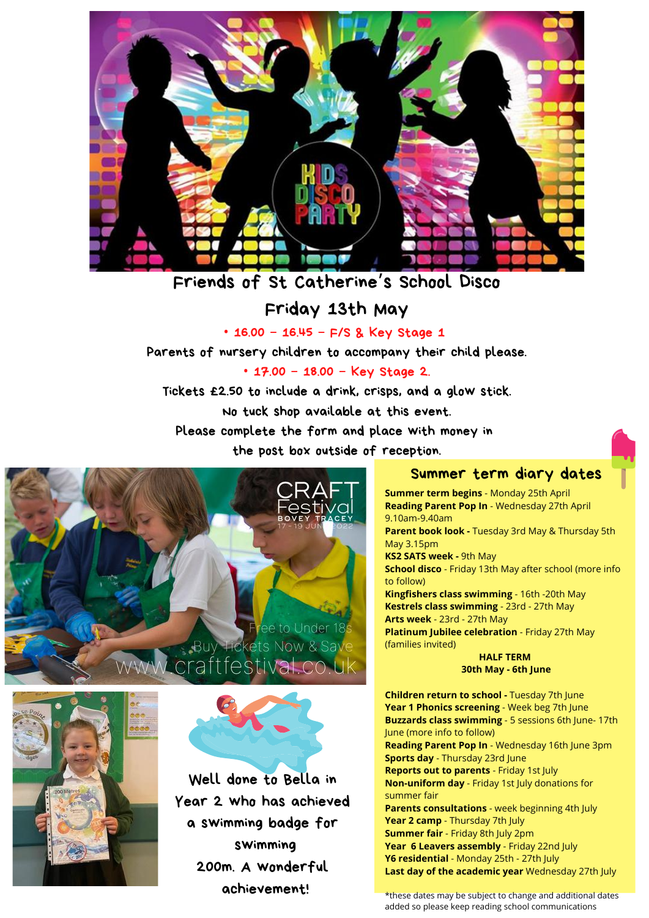## Friends of St Catherine's School Disco

## Friday 13th May

- 16.00 – 16.45 – F/S & Key Stage 1

Parents of nursery children to accompany their child please.

- 17.00 – 18.00 – Key Stage 2.

Tickets £2.50 to include a drink, crisps, and a glow stick.

No tuck shop available at this event.

Please complete the form and place with money in the post box outside of reception.

CRAFT Festival BOVEY TRACEY 17 - 19 JUNE 2022

Free to Under 18s

Buy Tickets Now & Save

www.craftfestival.co.uk

Well done to Bella in Year 2 who has achieved a swimming badge for swimming 200m. A wonderful achievement!

## Summer term diary dates

**Summer term begins** - Monday 25th April
**Reading Parent Pop In** - Wednesday 27th April 9.10am-9.40am
**Parent book look -** Tuesday 3rd May & Thursday 5th May 3.15pm
**KS2 SATS week -** 9th May
**School disco** - Friday 13th May after school (more info to follow)
**Kingfishers class swimming** - 16th -20th May
**Kestrels class swimming** - 23rd - 27th May
**Arts week** - 23rd - 27th May
**Platinum Jubilee celebration** - Friday 27th May (families invited)

**HALF TERM**
**30th May - 6th June**

**Children return to school -** Tuesday 7th June
**Year 1 Phonics screening** - Week beg 7th June
**Buzzards class swimming** - 5 sessions 6th June- 17th June (more info to follow)
**Reading Parent Pop In** - Wednesday 16th June 3pm
**Sports day** - Thursday 23rd June
**Reports out to parents** - Friday 1st July
**Non-uniform day** - Friday 1st July donations for summer fair
**Parents consultations** - week beginning 4th July
**Year 2 camp** - Thursday 7th July
**Summer fair** - Friday 8th July 2pm
**Year 6 Leavers assembly** - Friday 22nd July
**Y6 residential** - Monday 25th - 27th July
**Last day of the academic year** Wednesday 27th July

*these dates may be subject to change and additional dates added so please keep reading school communications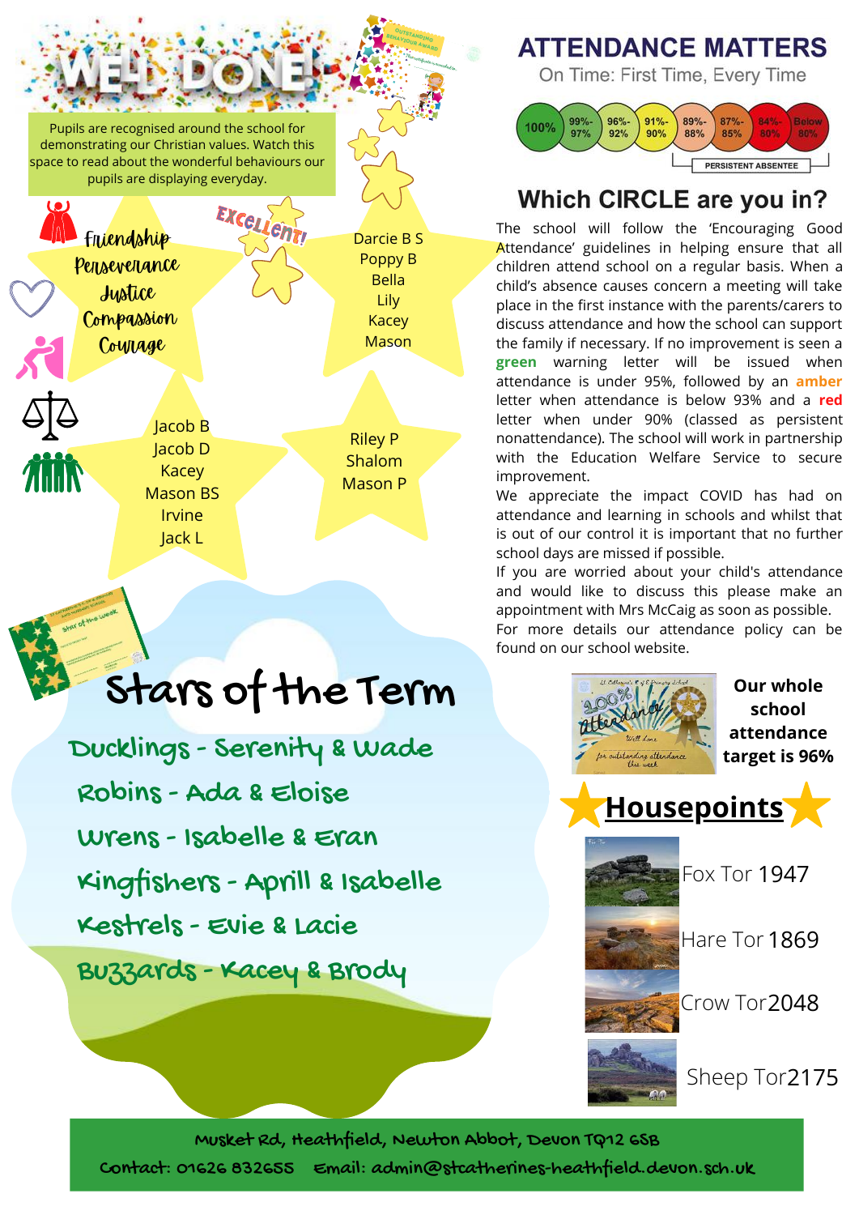# WELL DONE!

Pupils are recognised around the school for demonstrating our Christian values. Watch this space to read about the wonderful behaviours our pupils are displaying everyday.

Friendship
Perseverance
Justice
Compassion
Courage

EXCELLENT!

Darcie B S
Poppy B
Bella
Lily
Kacey
Mason

Jacob B
Jacob D
Kacey
Mason BS
Irvine
Jack L

Riley P
Shalom
Mason P

## Stars of the Term

Ducklings - Serenity & Wade

Robins - Ada & Eloise

Wrens - Isabelle & Eran

Kingfishers - Aprill & Isabelle

Kestrels - Evie & Lacie

Buzzards - Kacey & Brody

# ATTENDANCE MATTERS

On Time: First Time, Every Time

100% | 99%-97% | 96%-92% | 91%-90% | 89%-88% | 87%-85% | 84%-80% | Below 80%

PERSISTENT ABSENTEE

## Which CIRCLE are you in?

The school will follow the 'Encouraging Good Attendance' guidelines in helping ensure that all children attend school on a regular basis. When a child's absence causes concern a meeting will take place in the first instance with the parents/carers to discuss attendance and how the school can support the family if necessary. If no improvement is seen a **green** warning letter will be issued when attendance is under 95%, followed by an **amber** letter when attendance is below 93% and a **red** letter when under 90% (classed as persistent nonattendance). The school will work in partnership with the Education Welfare Service to secure improvement.

We appreciate the impact COVID has had on attendance and learning in schools and whilst that is out of our control it is important that no further school days are missed if possible.

If you are worried about your child's attendance and would like to discuss this please make an appointment with Mrs McCaig as soon as possible.

For more details our attendance policy can be found on our school website.

**Our whole school attendance target is 96%**

## Housepoints

Fox Tor 1947

Hare Tor 1869

Crow Tor 2048

Sheep Tor 2175

Musket Rd, Heathfield, Newton Abbot, Devon TQ12 6SB

Contact: 01626 832655 Email: admin@stcatherines-heathfield.devon.sch.uk